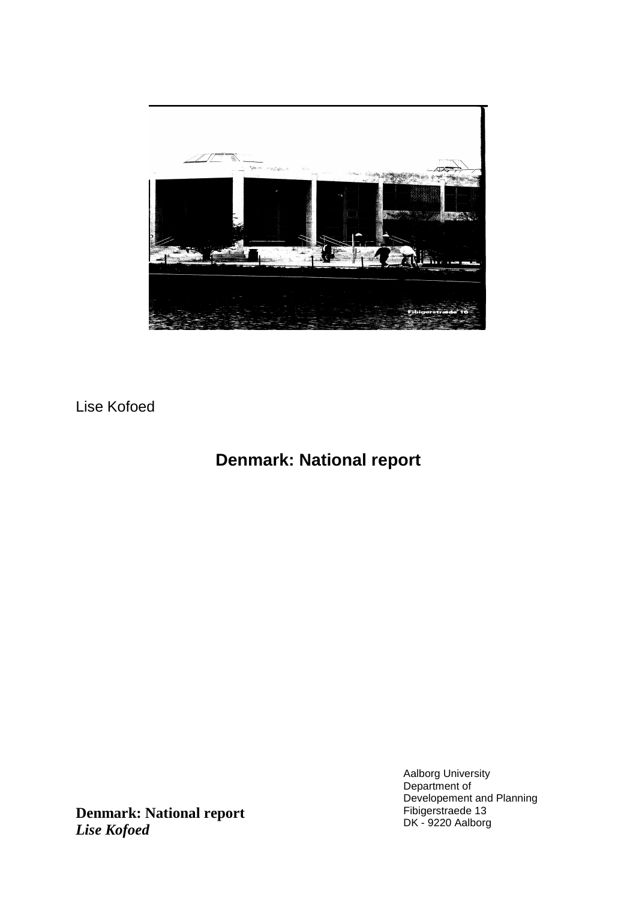Lise Kofoed

# Denmark: National report

Aalborg University
Department of
Developement and Planning
Fibigerstraede 13
DK - 9220 Aalborg

**Denmark: National report**
***Lise Kofoed***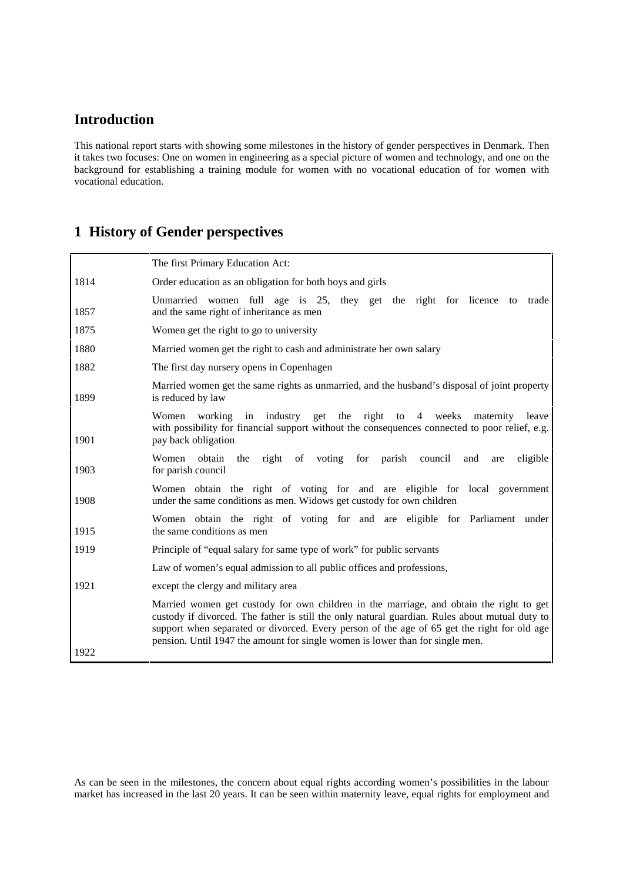## Introduction

This national report starts with showing some milestones in the history of gender perspectives in Denmark. Then it takes two focuses: One on women in engineering as a special picture of women and technology, and one on the background for establishing a training module for women with no vocational education of for women with vocational education.

## 1 History of Gender perspectives

| | |
|---|---|
| 1814 | The first Primary Education Act: Order education as an obligation for both boys and girls |
| 1857 | Unmarried women full age is 25, they get the right for licence to trade and the same right of inheritance as men |
| 1875 | Women get the right to go to university |
| 1880 | Married women get the right to cash and administrate her own salary |
| 1882 | The first day nursery opens in Copenhagen |
| 1899 | Married women get the same rights as unmarried, and the husband's disposal of joint property is reduced by law |
| 1901 | Women working in industry get the right to 4 weeks maternity leave with possibility for financial support without the consequences connected to poor relief, e.g. pay back obligation |
| 1903 | Women obtain the right of voting for parish council and are eligible for parish council |
| 1908 | Women obtain the right of voting for and are eligible for local government under the same conditions as men. Widows get custody for own children |
| 1915 | Women obtain the right of voting for and are eligible for Parliament under the same conditions as men |
| 1919 | Principle of "equal salary for same type of work" for public servants |
| 1921 | Law of women's equal admission to all public offices and professions, except the clergy and military area |
| 1922 | Married women get custody for own children in the marriage, and obtain the right to get custody if divorced. The father is still the only natural guardian. Rules about mutual duty to support when separated or divorced. Every person of the age of 65 get the right for old age pension. Until 1947 the amount for single women is lower than for single men. |

As can be seen in the milestones, the concern about equal rights according women's possibilities in the labour market has increased in the last 20 years. It can be seen within maternity leave, equal rights for employment and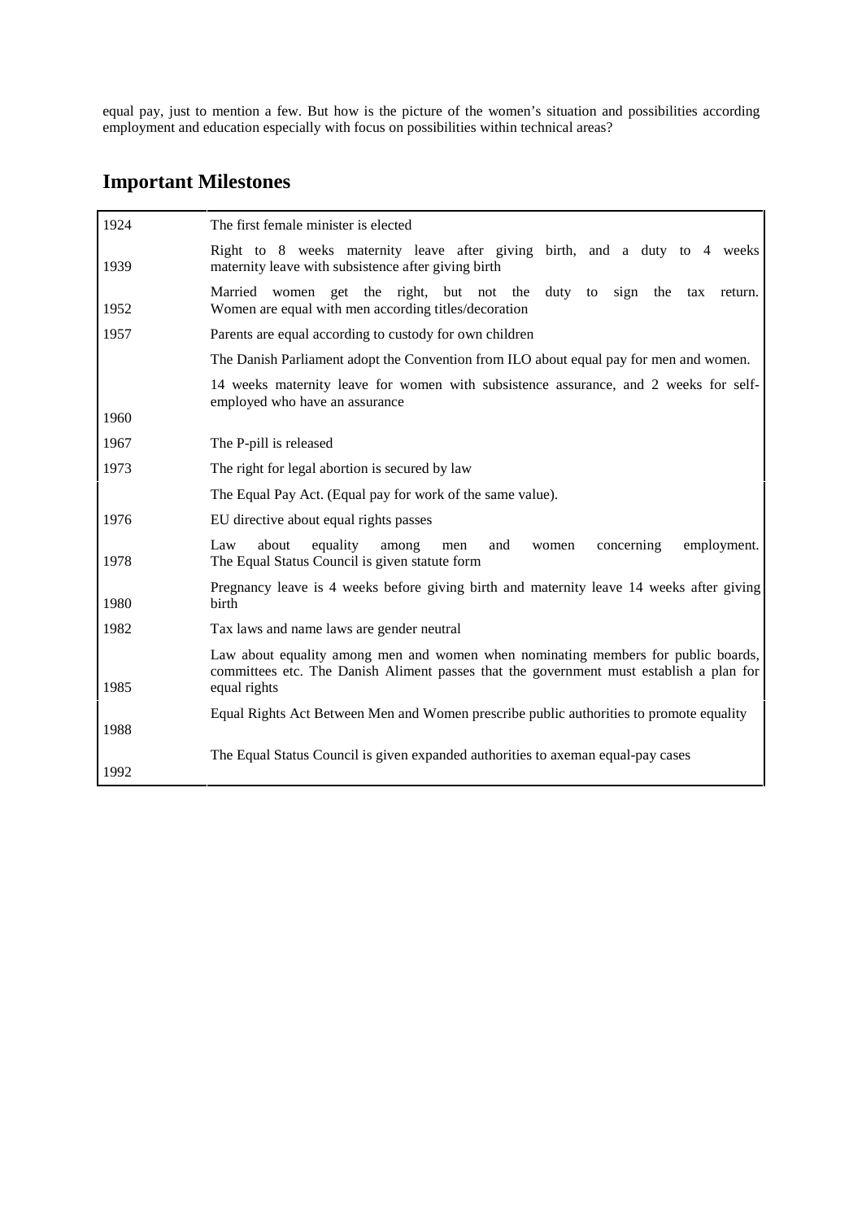equal pay, just to mention a few. But how is the picture of the women's situation and possibilities according employment and education especially with focus on possibilities within technical areas?

## Important Milestones

| Year | Milestone |
|---|---|
| 1924 | The first female minister is elected |
| 1939 | Right to 8 weeks maternity leave after giving birth, and a duty to 4 weeks maternity leave with subsistence after giving birth |
| 1952 | Married women get the right, but not the duty to sign the tax return. Women are equal with men according titles/decoration |
| 1957 | Parents are equal according to custody for own children |
| 1960 | The Danish Parliament adopt the Convention from ILO about equal pay for men and women. 14 weeks maternity leave for women with subsistence assurance, and 2 weeks for self-employed who have an assurance |
| 1967 | The P-pill is released |
| 1973 | The right for legal abortion is secured by law |
| 1976 | The Equal Pay Act. (Equal pay for work of the same value). EU directive about equal rights passes |
| 1978 | Law about equality among men and women concerning employment. The Equal Status Council is given statute form |
| 1980 | Pregnancy leave is 4 weeks before giving birth and maternity leave 14 weeks after giving birth |
| 1982 | Tax laws and name laws are gender neutral |
| 1985 | Law about equality among men and women when nominating members for public boards, committees etc. The Danish Aliment passes that the government must establish a plan for equal rights |
| 1988 | Equal Rights Act Between Men and Women prescribe public authorities to promote equality |
| 1992 | The Equal Status Council is given expanded authorities to axeman equal-pay cases |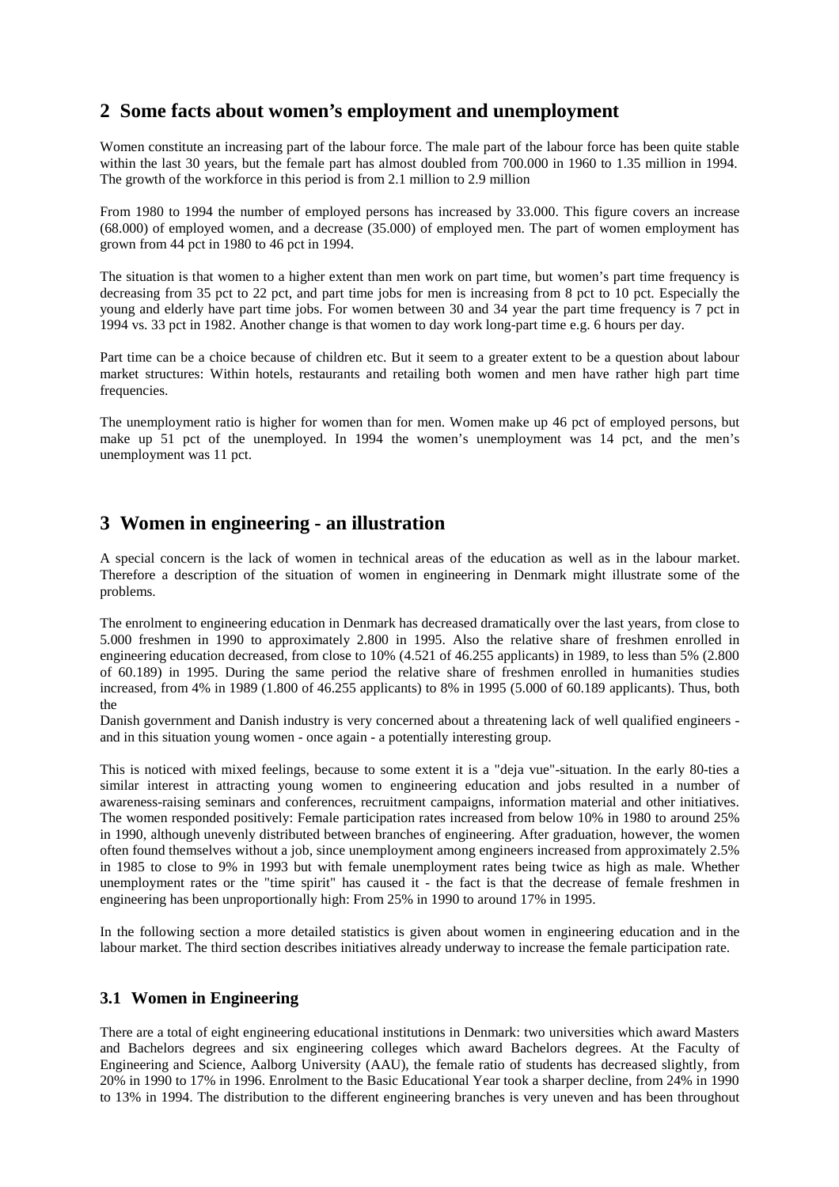## 2 Some facts about women's employment and unemployment

Women constitute an increasing part of the labour force. The male part of the labour force has been quite stable within the last 30 years, but the female part has almost doubled from 700.000 in 1960 to 1.35 million in 1994. The growth of the workforce in this period is from 2.1 million to 2.9 million

From 1980 to 1994 the number of employed persons has increased by 33.000. This figure covers an increase (68.000) of employed women, and a decrease (35.000) of employed men. The part of women employment has grown from 44 pct in 1980 to 46 pct in 1994.

The situation is that women to a higher extent than men work on part time, but women's part time frequency is decreasing from 35 pct to 22 pct, and part time jobs for men is increasing from 8 pct to 10 pct. Especially the young and elderly have part time jobs. For women between 30 and 34 year the part time frequency is 7 pct in 1994 vs. 33 pct in 1982. Another change is that women to day work long-part time e.g. 6 hours per day.

Part time can be a choice because of children etc. But it seem to a greater extent to be a question about labour market structures: Within hotels, restaurants and retailing both women and men have rather high part time frequencies.

The unemployment ratio is higher for women than for men. Women make up 46 pct of employed persons, but make up 51 pct of the unemployed. In 1994 the women's unemployment was 14 pct, and the men's unemployment was 11 pct.

## 3 Women in engineering - an illustration

A special concern is the lack of women in technical areas of the education as well as in the labour market. Therefore a description of the situation of women in engineering in Denmark might illustrate some of the problems.

The enrolment to engineering education in Denmark has decreased dramatically over the last years, from close to 5.000 freshmen in 1990 to approximately 2.800 in 1995. Also the relative share of freshmen enrolled in engineering education decreased, from close to 10% (4.521 of 46.255 applicants) in 1989, to less than 5% (2.800 of 60.189) in 1995. During the same period the relative share of freshmen enrolled in humanities studies increased, from 4% in 1989 (1.800 of 46.255 applicants) to 8% in 1995 (5.000 of 60.189 applicants). Thus, both the

Danish government and Danish industry is very concerned about a threatening lack of well qualified engineers - and in this situation young women - once again - a potentially interesting group.

This is noticed with mixed feelings, because to some extent it is a "deja vue"-situation. In the early 80-ties a similar interest in attracting young women to engineering education and jobs resulted in a number of awareness-raising seminars and conferences, recruitment campaigns, information material and other initiatives. The women responded positively: Female participation rates increased from below 10% in 1980 to around 25% in 1990, although unevenly distributed between branches of engineering. After graduation, however, the women often found themselves without a job, since unemployment among engineers increased from approximately 2.5% in 1985 to close to 9% in 1993 but with female unemployment rates being twice as high as male. Whether unemployment rates or the "time spirit" has caused it - the fact is that the decrease of female freshmen in engineering has been unproportionally high: From 25% in 1990 to around 17% in 1995.

In the following section a more detailed statistics is given about women in engineering education and in the labour market. The third section describes initiatives already underway to increase the female participation rate.

### 3.1 Women in Engineering

There are a total of eight engineering educational institutions in Denmark: two universities which award Masters and Bachelors degrees and six engineering colleges which award Bachelors degrees. At the Faculty of Engineering and Science, Aalborg University (AAU), the female ratio of students has decreased slightly, from 20% in 1990 to 17% in 1996. Enrolment to the Basic Educational Year took a sharper decline, from 24% in 1990 to 13% in 1994. The distribution to the different engineering branches is very uneven and has been throughout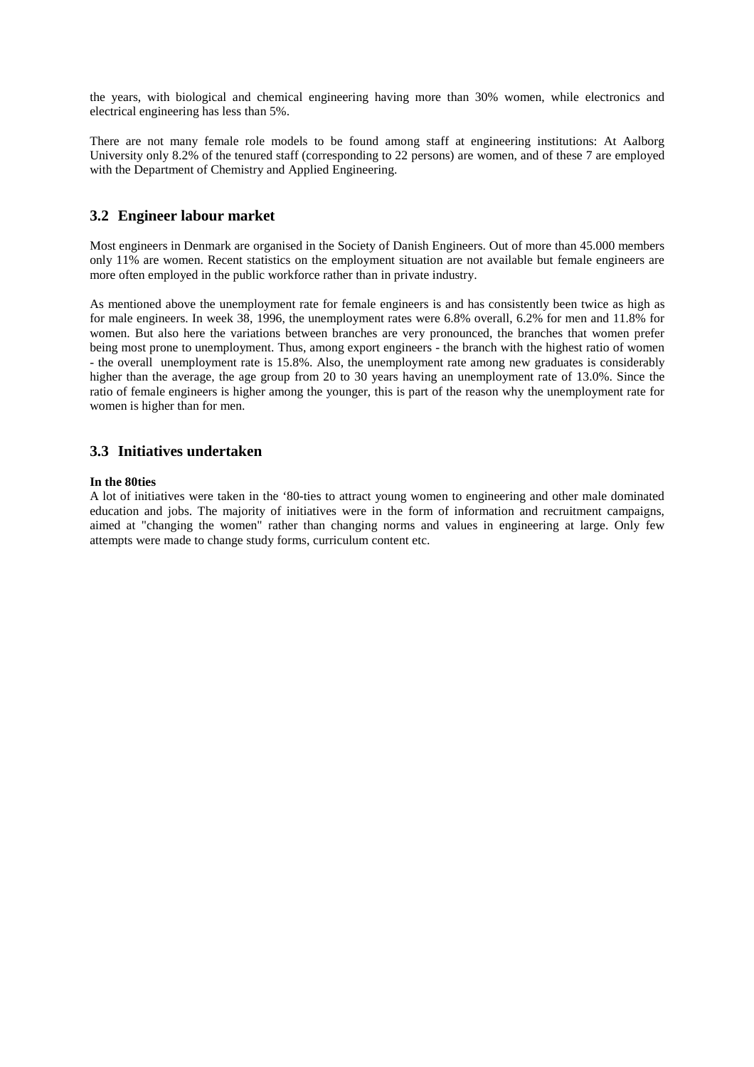the years, with biological and chemical engineering having more than 30% women, while electronics and electrical engineering has less than 5%.

There are not many female role models to be found among staff at engineering institutions: At Aalborg University only 8.2% of the tenured staff (corresponding to 22 persons) are women, and of these 7 are employed with the Department of Chemistry and Applied Engineering.

## 3.2 Engineer labour market

Most engineers in Denmark are organised in the Society of Danish Engineers. Out of more than 45.000 members only 11% are women. Recent statistics on the employment situation are not available but female engineers are more often employed in the public workforce rather than in private industry.

As mentioned above the unemployment rate for female engineers is and has consistently been twice as high as for male engineers. In week 38, 1996, the unemployment rates were 6.8% overall, 6.2% for men and 11.8% for women. But also here the variations between branches are very pronounced, the branches that women prefer being most prone to unemployment. Thus, among export engineers - the branch with the highest ratio of women - the overall unemployment rate is 15.8%. Also, the unemployment rate among new graduates is considerably higher than the average, the age group from 20 to 30 years having an unemployment rate of 13.0%. Since the ratio of female engineers is higher among the younger, this is part of the reason why the unemployment rate for women is higher than for men.

## 3.3 Initiatives undertaken

**In the 80ties**

A lot of initiatives were taken in the '80-ties to attract young women to engineering and other male dominated education and jobs. The majority of initiatives were in the form of information and recruitment campaigns, aimed at "changing the women" rather than changing norms and values in engineering at large. Only few attempts were made to change study forms, curriculum content etc.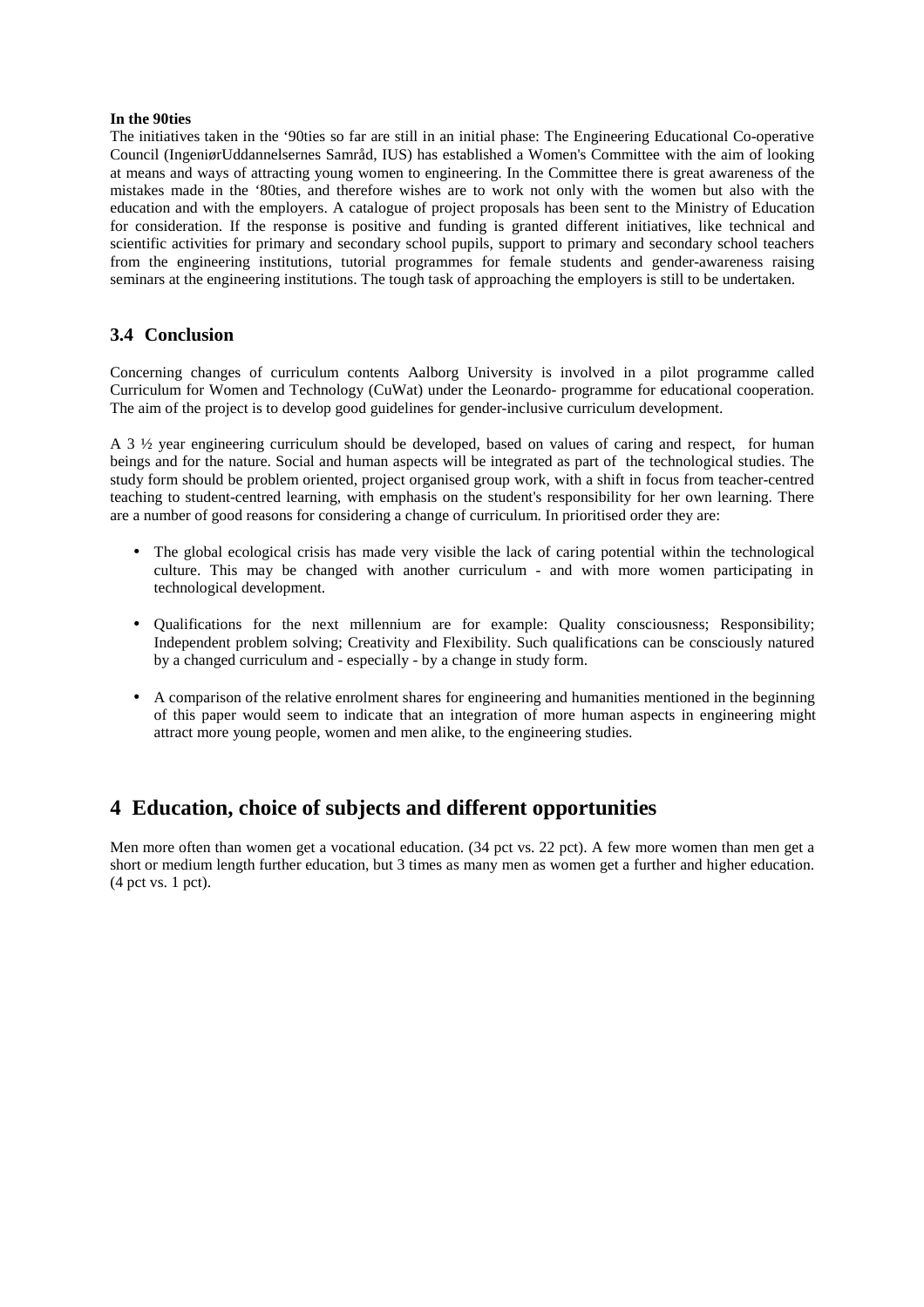**In the 90ties**

The initiatives taken in the '90ties so far are still in an initial phase: The Engineering Educational Co-operative Council (IngeniørUddannelsernes Samråd, IUS) has established a Women's Committee with the aim of looking at means and ways of attracting young women to engineering. In the Committee there is great awareness of the mistakes made in the '80ties, and therefore wishes are to work not only with the women but also with the education and with the employers. A catalogue of project proposals has been sent to the Ministry of Education for consideration. If the response is positive and funding is granted different initiatives, like technical and scientific activities for primary and secondary school pupils, support to primary and secondary school teachers from the engineering institutions, tutorial programmes for female students and gender-awareness raising seminars at the engineering institutions. The tough task of approaching the employers is still to be undertaken.

### 3.4 Conclusion

Concerning changes of curriculum contents Aalborg University is involved in a pilot programme called Curriculum for Women and Technology (CuWat) under the Leonardo- programme for educational cooperation. The aim of the project is to develop good guidelines for gender-inclusive curriculum development.

A 3 ½ year engineering curriculum should be developed, based on values of caring and respect, for human beings and for the nature. Social and human aspects will be integrated as part of the technological studies. The study form should be problem oriented, project organised group work, with a shift in focus from teacher-centred teaching to student-centred learning, with emphasis on the student's responsibility for her own learning. There are a number of good reasons for considering a change of curriculum. In prioritised order they are:

- The global ecological crisis has made very visible the lack of caring potential within the technological culture. This may be changed with another curriculum - and with more women participating in technological development.
- Qualifications for the next millennium are for example: Quality consciousness; Responsibility; Independent problem solving; Creativity and Flexibility. Such qualifications can be consciously natured by a changed curriculum and - especially - by a change in study form.
- A comparison of the relative enrolment shares for engineering and humanities mentioned in the beginning of this paper would seem to indicate that an integration of more human aspects in engineering might attract more young people, women and men alike, to the engineering studies.

## 4 Education, choice of subjects and different opportunities

Men more often than women get a vocational education. (34 pct vs. 22 pct). A few more women than men get a short or medium length further education, but 3 times as many men as women get a further and higher education. (4 pct vs. 1 pct).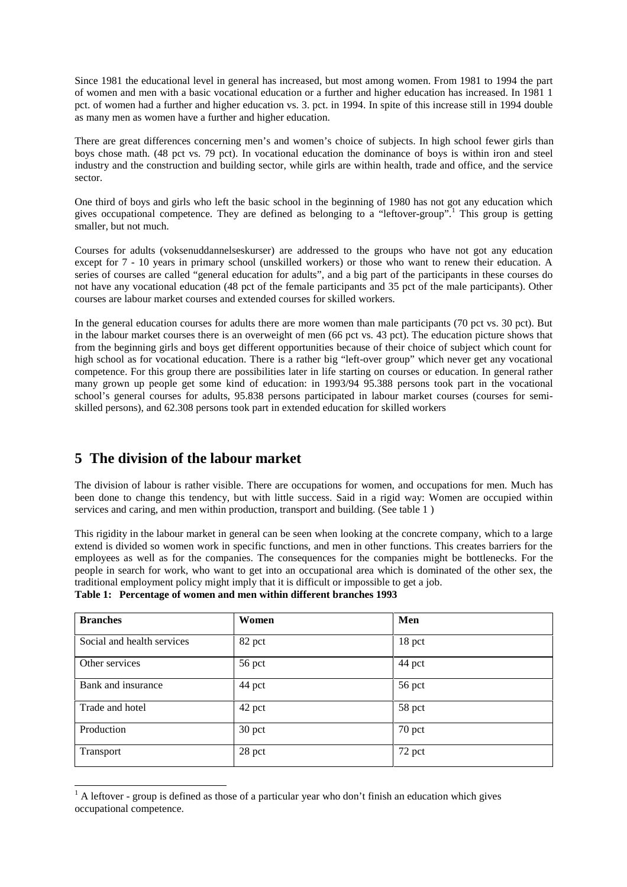Since 1981 the educational level in general has increased, but most among women. From 1981 to 1994 the part of women and men with a basic vocational education or a further and higher education has increased. In 1981 1 pct. of women had a further and higher education vs. 3. pct. in 1994. In spite of this increase still in 1994 double as many men as women have a further and higher education.

There are great differences concerning men's and women's choice of subjects. In high school fewer girls than boys chose math. (48 pct vs. 79 pct). In vocational education the dominance of boys is within iron and steel industry and the construction and building sector, while girls are within health, trade and office, and the service sector.

One third of boys and girls who left the basic school in the beginning of 1980 has not got any education which gives occupational competence. They are defined as belonging to a "leftover-group".[1] This group is getting smaller, but not much.

Courses for adults (voksenuddannelseskurser) are addressed to the groups who have not got any education except for 7 - 10 years in primary school (unskilled workers) or those who want to renew their education. A series of courses are called "general education for adults", and a big part of the participants in these courses do not have any vocational education (48 pct of the female participants and 35 pct of the male participants). Other courses are labour market courses and extended courses for skilled workers.

In the general education courses for adults there are more women than male participants (70 pct vs. 30 pct). But in the labour market courses there is an overweight of men (66 pct vs. 43 pct). The education picture shows that from the beginning girls and boys get different opportunities because of their choice of subject which count for high school as for vocational education. There is a rather big "left-over group" which never get any vocational competence. For this group there are possibilities later in life starting on courses or education. In general rather many grown up people get some kind of education: in 1993/94 95.388 persons took part in the vocational school's general courses for adults, 95.838 persons participated in labour market courses (courses for semi-skilled persons), and 62.308 persons took part in extended education for skilled workers

## 5 The division of the labour market

The division of labour is rather visible. There are occupations for women, and occupations for men. Much has been done to change this tendency, but with little success. Said in a rigid way: Women are occupied within services and caring, and men within production, transport and building. (See table 1 )

This rigidity in the labour market in general can be seen when looking at the concrete company, which to a large extend is divided so women work in specific functions, and men in other functions. This creates barriers for the employees as well as for the companies. The consequences for the companies might be bottlenecks. For the people in search for work, who want to get into an occupational area which is dominated of the other sex, the traditional employment policy might imply that it is difficult or impossible to get a job.

**Table 1: Percentage of women and men within different branches 1993**

| Branches | Women | Men |
|---|---|---|
| Social and health services | 82 pct | 18 pct |
| Other services | 56 pct | 44 pct |
| Bank and insurance | 44 pct | 56 pct |
| Trade and hotel | 42 pct | 58 pct |
| Production | 30 pct | 70 pct |
| Transport | 28 pct | 72 pct |

[1] A leftover - group is defined as those of a particular year who don't finish an education which gives occupational competence.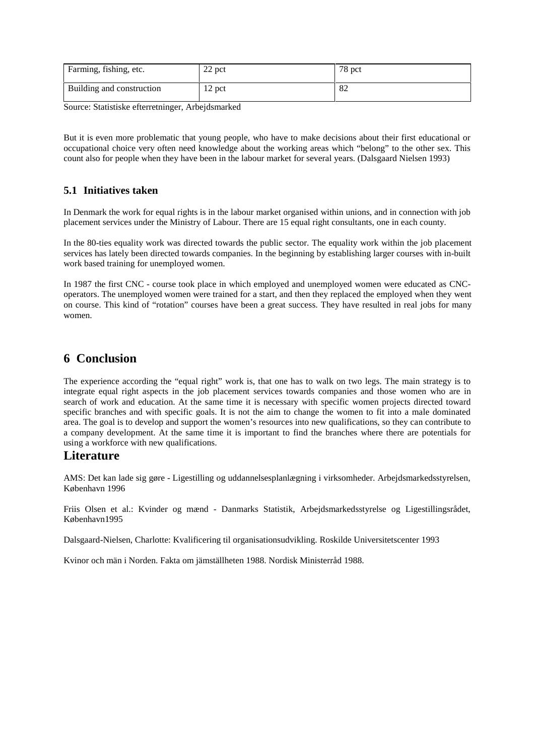| | | |
|---|---|---|
| Farming, fishing, etc. | 22 pct | 78 pct |
| Building and construction | 12 pct | 82 |

Source: Statistiske efterretninger, Arbejdsmarked

But it is even more problematic that young people, who have to make decisions about their first educational or occupational choice very often need knowledge about the working areas which "belong" to the other sex. This count also for people when they have been in the labour market for several years. (Dalsgaard Nielsen 1993)

### 5.1 Initiatives taken

In Denmark the work for equal rights is in the labour market organised within unions, and in connection with job placement services under the Ministry of Labour. There are 15 equal right consultants, one in each county.

In the 80-ties equality work was directed towards the public sector. The equality work within the job placement services has lately been directed towards companies. In the beginning by establishing larger courses with in-built work based training for unemployed women.

In 1987 the first CNC - course took place in which employed and unemployed women were educated as CNC-operators. The unemployed women were trained for a start, and then they replaced the employed when they went on course. This kind of "rotation" courses have been a great success. They have resulted in real jobs for many women.

## 6 Conclusion

The experience according the "equal right" work is, that one has to walk on two legs. The main strategy is to integrate equal right aspects in the job placement services towards companies and those women who are in search of work and education. At the same time it is necessary with specific women projects directed toward specific branches and with specific goals. It is not the aim to change the women to fit into a male dominated area. The goal is to develop and support the women's resources into new qualifications, so they can contribute to a company development. At the same time it is important to find the branches where there are potentials for using a workforce with new qualifications.

## Literature

AMS: Det kan lade sig gøre - Ligestilling og uddannelsesplanlægning i virksomheder. Arbejdsmarkedsstyrelsen, København 1996

Friis Olsen et al.: Kvinder og mænd - Danmarks Statistik, Arbejdsmarkedsstyrelse og Ligestillingsrådet, København1995

Dalsgaard-Nielsen, Charlotte: Kvalificering til organisationsudvikling. Roskilde Universitetscenter 1993

Kvinor och män i Norden. Fakta om jämställheten 1988. Nordisk Ministerråd 1988.